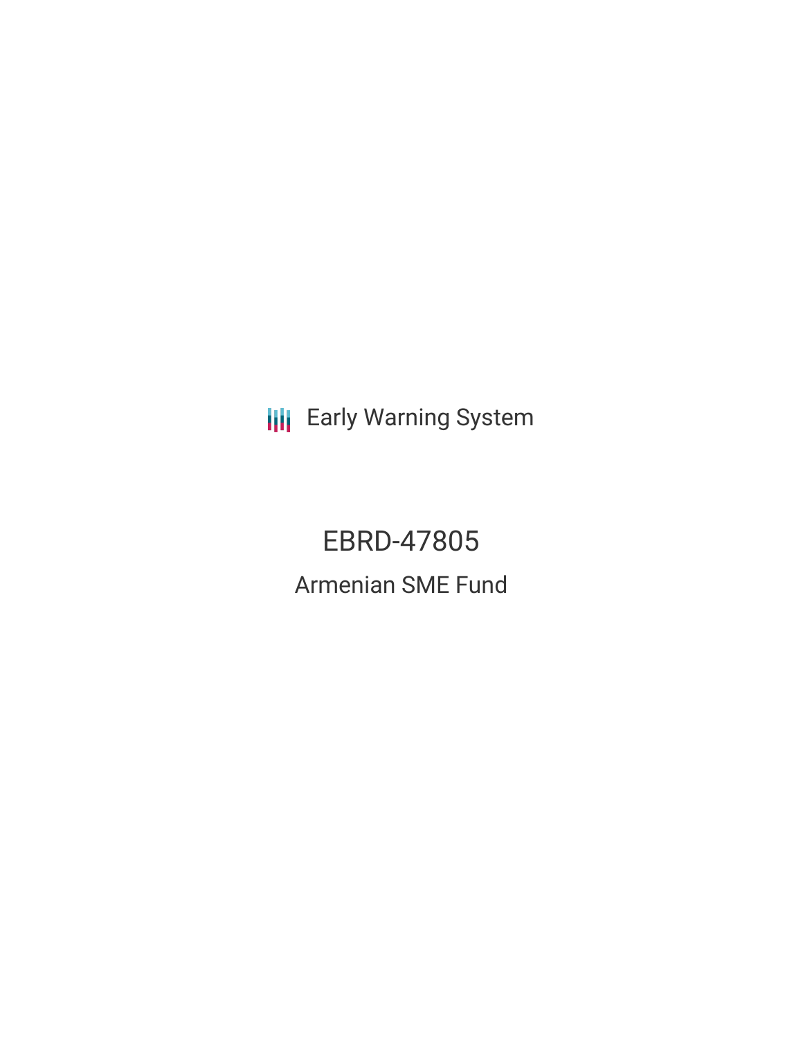Early Warning System

# EBRD-47805

## Armenian SME Fund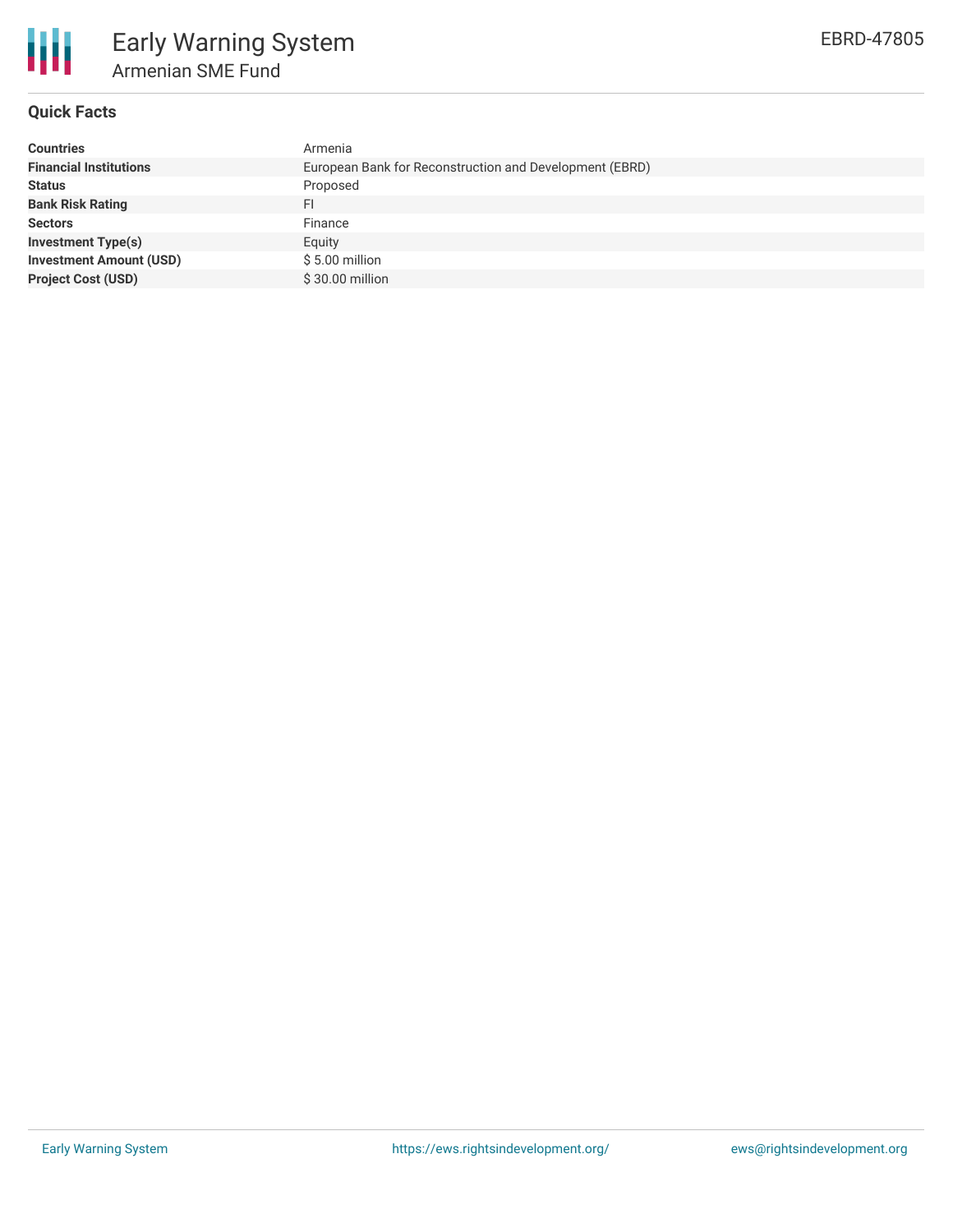# Early Warning System

## Armenian SME Fund

EBRD-47805

### Quick Facts

| | |
|---|---|
| **Countries** | Armenia |
| **Financial Institutions** | European Bank for Reconstruction and Development (EBRD) |
| **Status** | Proposed |
| **Bank Risk Rating** | FI |
| **Sectors** | Finance |
| **Investment Type(s)** | Equity |
| **Investment Amount (USD)** | $ 5.00 million |
| **Project Cost (USD)** | $ 30.00 million |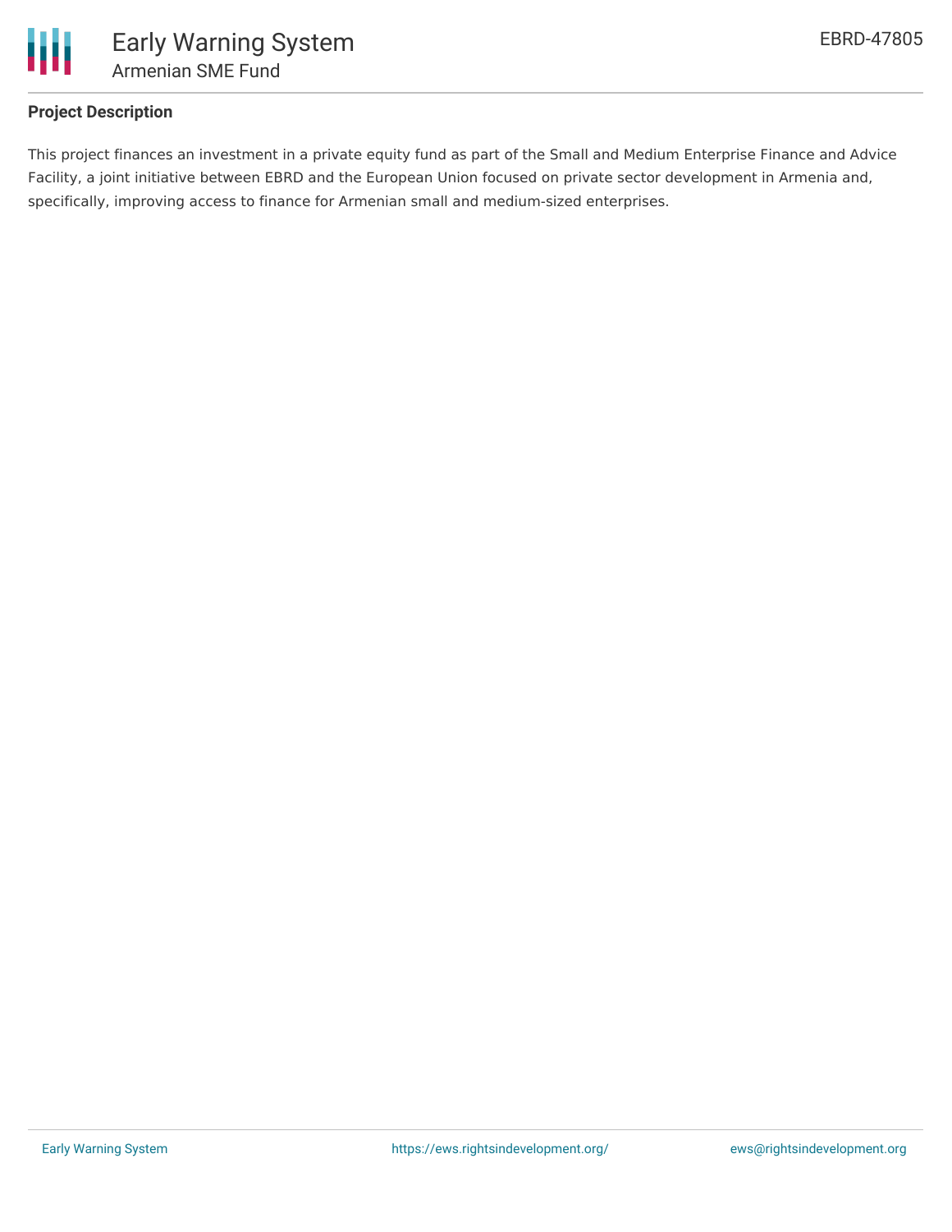## Project Description

This project finances an investment in a private equity fund as part of the Small and Medium Enterprise Finance and Advice Facility, a joint initiative between EBRD and the European Union focused on private sector development in Armenia and, specifically, improving access to finance for Armenian small and medium-sized enterprises.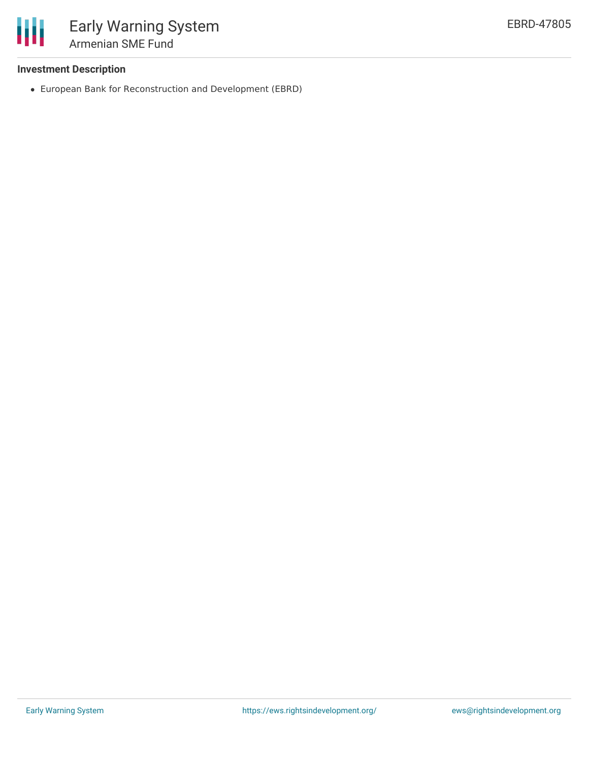**Investment Description**

- European Bank for Reconstruction and Development (EBRD)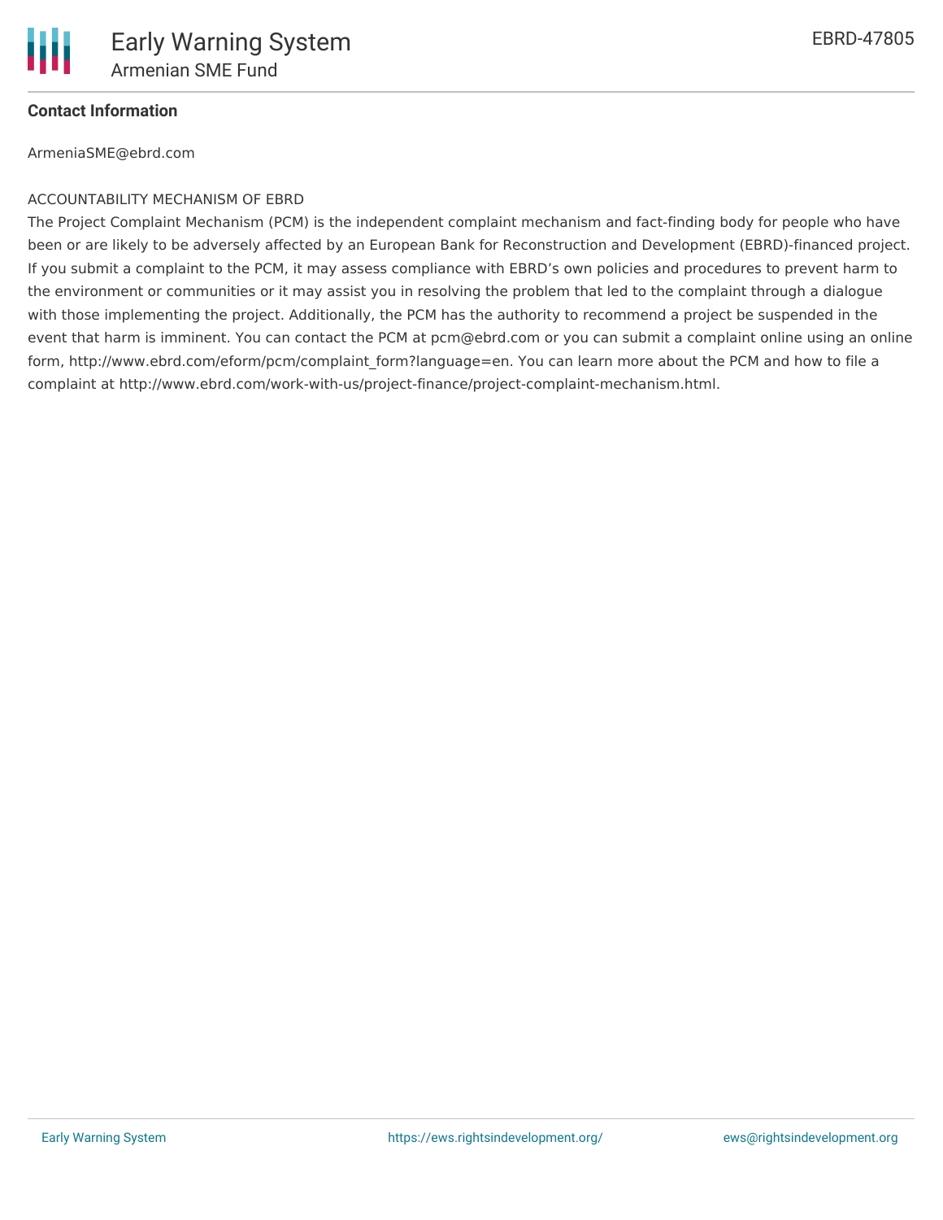**Contact Information**

ArmeniaSME@ebrd.com

ACCOUNTABILITY MECHANISM OF EBRD

The Project Complaint Mechanism (PCM) is the independent complaint mechanism and fact-finding body for people who have been or are likely to be adversely affected by an European Bank for Reconstruction and Development (EBRD)-financed project. If you submit a complaint to the PCM, it may assess compliance with EBRD's own policies and procedures to prevent harm to the environment or communities or it may assist you in resolving the problem that led to the complaint through a dialogue with those implementing the project. Additionally, the PCM has the authority to recommend a project be suspended in the event that harm is imminent. You can contact the PCM at pcm@ebrd.com or you can submit a complaint online using an online form, http://www.ebrd.com/eform/pcm/complaint_form?language=en. You can learn more about the PCM and how to file a complaint at http://www.ebrd.com/work-with-us/project-finance/project-complaint-mechanism.html.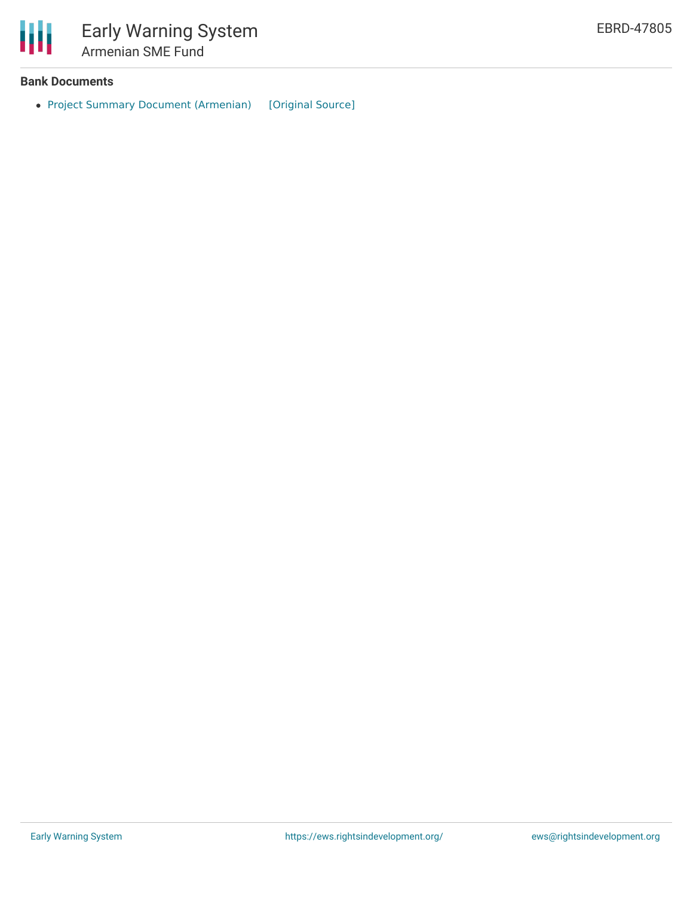**Bank Documents**

- Project Summary Document (Armenian) [Original Source]